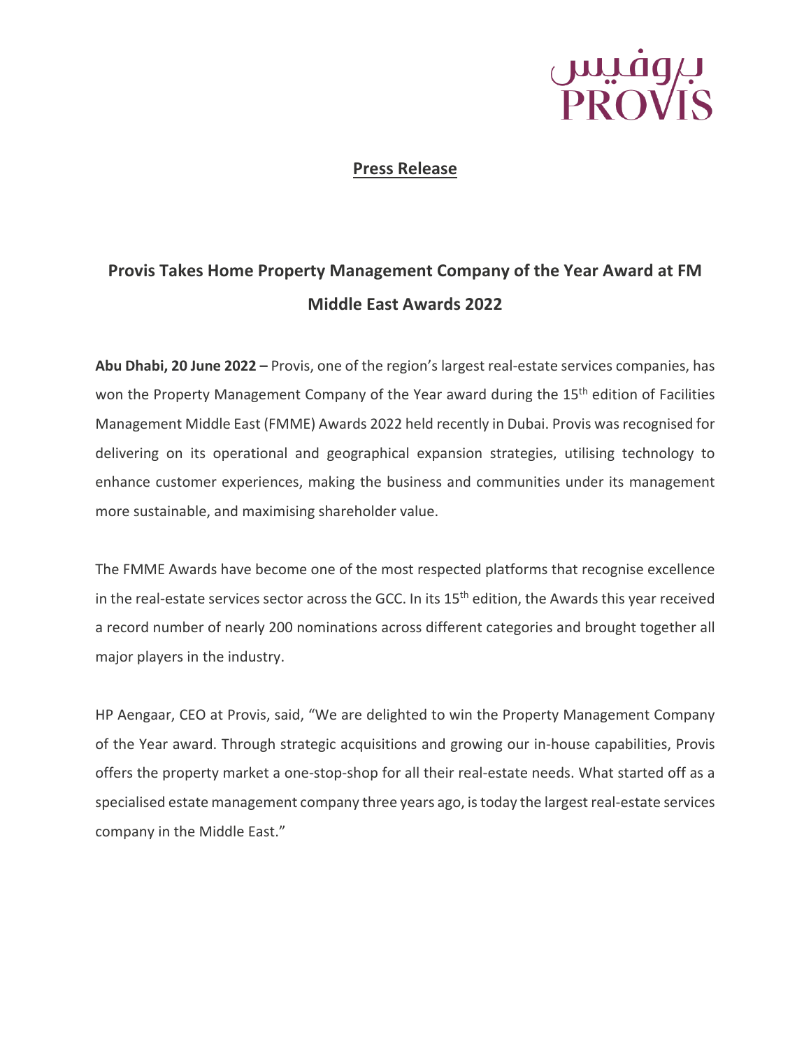برو فيس
PROVIS

**Press Release**

## Provis Takes Home Property Management Company of the Year Award at FM Middle East Awards 2022

**Abu Dhabi, 20 June 2022 –** Provis, one of the region's largest real-estate services companies, has won the Property Management Company of the Year award during the 15th edition of Facilities Management Middle East (FMME) Awards 2022 held recently in Dubai. Provis was recognised for delivering on its operational and geographical expansion strategies, utilising technology to enhance customer experiences, making the business and communities under its management more sustainable, and maximising shareholder value.

The FMME Awards have become one of the most respected platforms that recognise excellence in the real-estate services sector across the GCC. In its 15th edition, the Awards this year received a record number of nearly 200 nominations across different categories and brought together all major players in the industry.

HP Aengaar, CEO at Provis, said, "We are delighted to win the Property Management Company of the Year award. Through strategic acquisitions and growing our in-house capabilities, Provis offers the property market a one-stop-shop for all their real-estate needs. What started off as a specialised estate management company three years ago, is today the largest real-estate services company in the Middle East."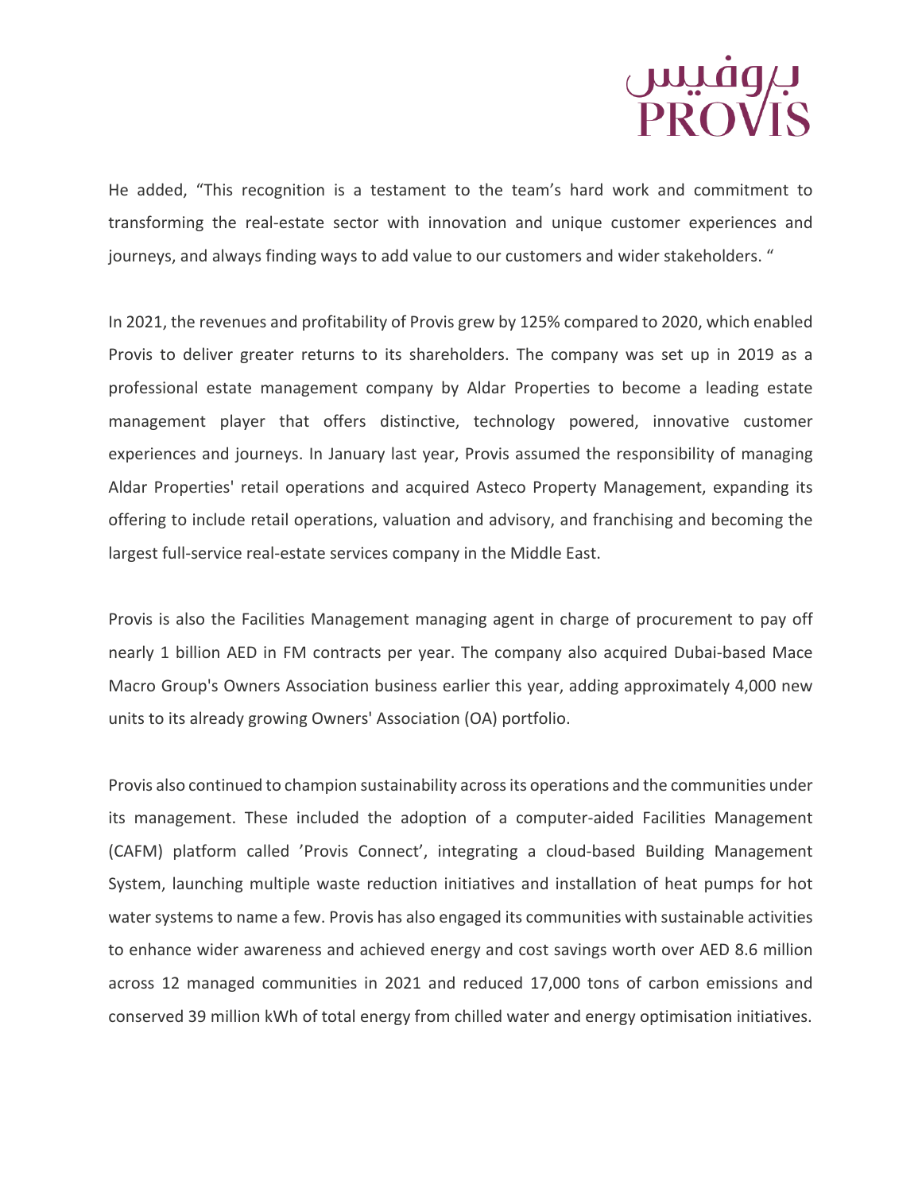He added, “This recognition is a testament to the team’s hard work and commitment to transforming the real-estate sector with innovation and unique customer experiences and journeys, and always finding ways to add value to our customers and wider stakeholders. “

In 2021, the revenues and profitability of Provis grew by 125% compared to 2020, which enabled Provis to deliver greater returns to its shareholders. The company was set up in 2019 as a professional estate management company by Aldar Properties to become a leading estate management player that offers distinctive, technology powered, innovative customer experiences and journeys. In January last year, Provis assumed the responsibility of managing Aldar Properties' retail operations and acquired Asteco Property Management, expanding its offering to include retail operations, valuation and advisory, and franchising and becoming the largest full-service real-estate services company in the Middle East.

Provis is also the Facilities Management managing agent in charge of procurement to pay off nearly 1 billion AED in FM contracts per year. The company also acquired Dubai-based Mace Macro Group's Owners Association business earlier this year, adding approximately 4,000 new units to its already growing Owners' Association (OA) portfolio.

Provis also continued to champion sustainability across its operations and the communities under its management. These included the adoption of a computer-aided Facilities Management (CAFM) platform called ’Provis Connect’, integrating a cloud-based Building Management System, launching multiple waste reduction initiatives and installation of heat pumps for hot water systems to name a few. Provis has also engaged its communities with sustainable activities to enhance wider awareness and achieved energy and cost savings worth over AED 8.6 million across 12 managed communities in 2021 and reduced 17,000 tons of carbon emissions and conserved 39 million kWh of total energy from chilled water and energy optimisation initiatives.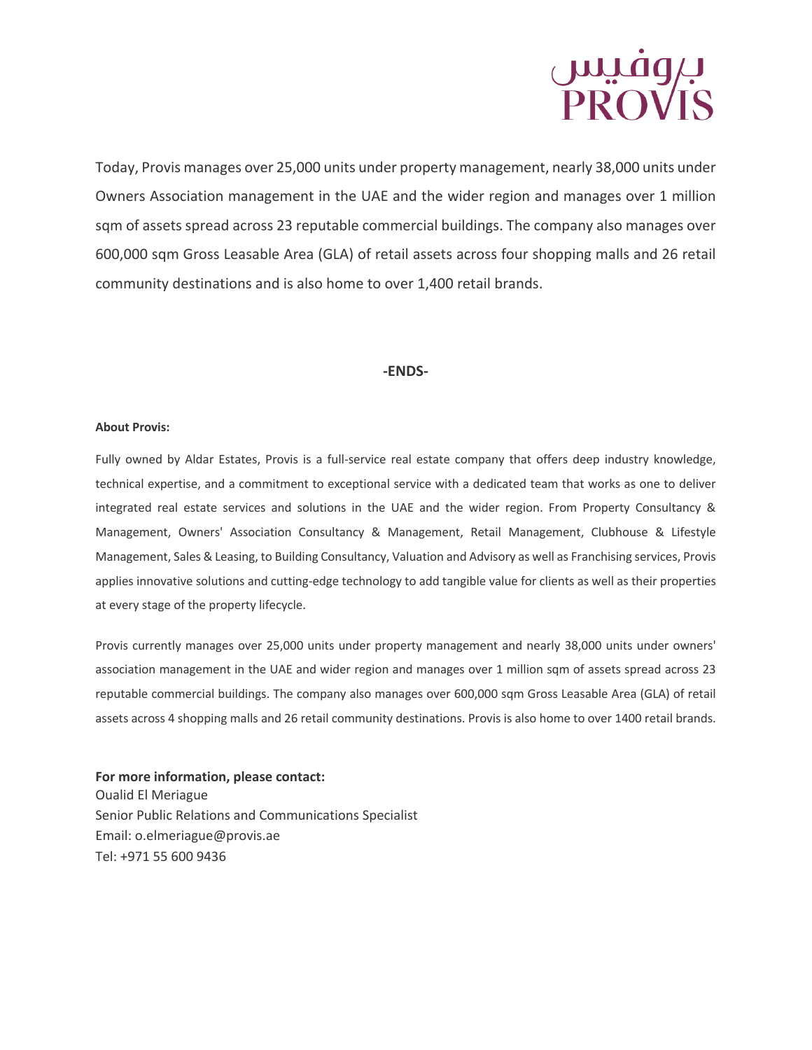Today, Provis manages over 25,000 units under property management, nearly 38,000 units under Owners Association management in the UAE and the wider region and manages over 1 million sqm of assets spread across 23 reputable commercial buildings. The company also manages over 600,000 sqm Gross Leasable Area (GLA) of retail assets across four shopping malls and 26 retail community destinations and is also home to over 1,400 retail brands.

**-ENDS-**

**About Provis:**

Fully owned by Aldar Estates, Provis is a full-service real estate company that offers deep industry knowledge, technical expertise, and a commitment to exceptional service with a dedicated team that works as one to deliver integrated real estate services and solutions in the UAE and the wider region. From Property Consultancy & Management, Owners' Association Consultancy & Management, Retail Management, Clubhouse & Lifestyle Management, Sales & Leasing, to Building Consultancy, Valuation and Advisory as well as Franchising services, Provis applies innovative solutions and cutting-edge technology to add tangible value for clients as well as their properties at every stage of the property lifecycle.

Provis currently manages over 25,000 units under property management and nearly 38,000 units under owners' association management in the UAE and wider region and manages over 1 million sqm of assets spread across 23 reputable commercial buildings. The company also manages over 600,000 sqm Gross Leasable Area (GLA) of retail assets across 4 shopping malls and 26 retail community destinations. Provis is also home to over 1400 retail brands.

**For more information, please contact:**
Oualid El Meriague
Senior Public Relations and Communications Specialist
Email: o.elmeriague@provis.ae
Tel: +971 55 600 9436